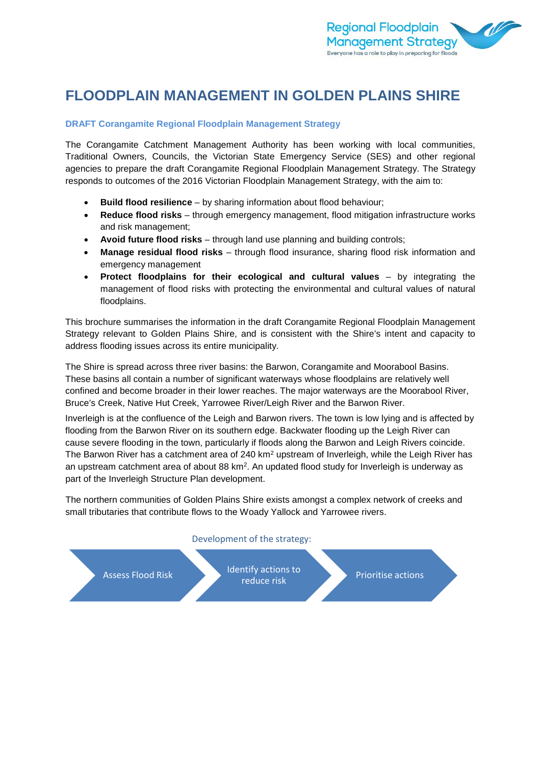# FLOODPLAIN MANAGEMENT IN GOLDEN PLAINS SHIRE

### DRAFT Corangamite Regional Floodplain Management Strategy

The Corangamite Catchment Management Authority has been working with local communities, Traditional Owners, Councils, the Victorian State Emergency Service (SES) and other regional agencies to prepare the draft Corangamite Regional Floodplain Management Strategy. The Strategy responds to outcomes of the 2016 Victorian Floodplain Management Strategy, with the aim to:

- **Build flood resilience** – by sharing information about flood behaviour;
- **Reduce flood risks** – through emergency management, flood mitigation infrastructure works and risk management;
- **Avoid future flood risks** – through land use planning and building controls;
- **Manage residual flood risks** – through flood insurance, sharing flood risk information and emergency management
- **Protect floodplains for their ecological and cultural values** – by integrating the management of flood risks with protecting the environmental and cultural values of natural floodplains.

This brochure summarises the information in the draft Corangamite Regional Floodplain Management Strategy relevant to Golden Plains Shire, and is consistent with the Shire's intent and capacity to address flooding issues across its entire municipality.

The Shire is spread across three river basins: the Barwon, Corangamite and Moorabool Basins. These basins all contain a number of significant waterways whose floodplains are relatively well confined and become broader in their lower reaches. The major waterways are the Moorabool River, Bruce's Creek, Native Hut Creek, Yarrowee River/Leigh River and the Barwon River.

Inverleigh is at the confluence of the Leigh and Barwon rivers. The town is low lying and is affected by flooding from the Barwon River on its southern edge. Backwater flooding up the Leigh River can cause severe flooding in the town, particularly if floods along the Barwon and Leigh Rivers coincide. The Barwon River has a catchment area of 240 $km^2$ upstream of Inverleigh, while the Leigh River has an upstream catchment area of about 88 $km^2$. An updated flood study for Inverleigh is underway as part of the Inverleigh Structure Plan development.

The northern communities of Golden Plains Shire exists amongst a complex network of creeks and small tributaries that contribute flows to the Woady Yallock and Yarrowee rivers.

Development of the strategy:

Assess Flood Risk → Identify actions to reduce risk → Prioritise actions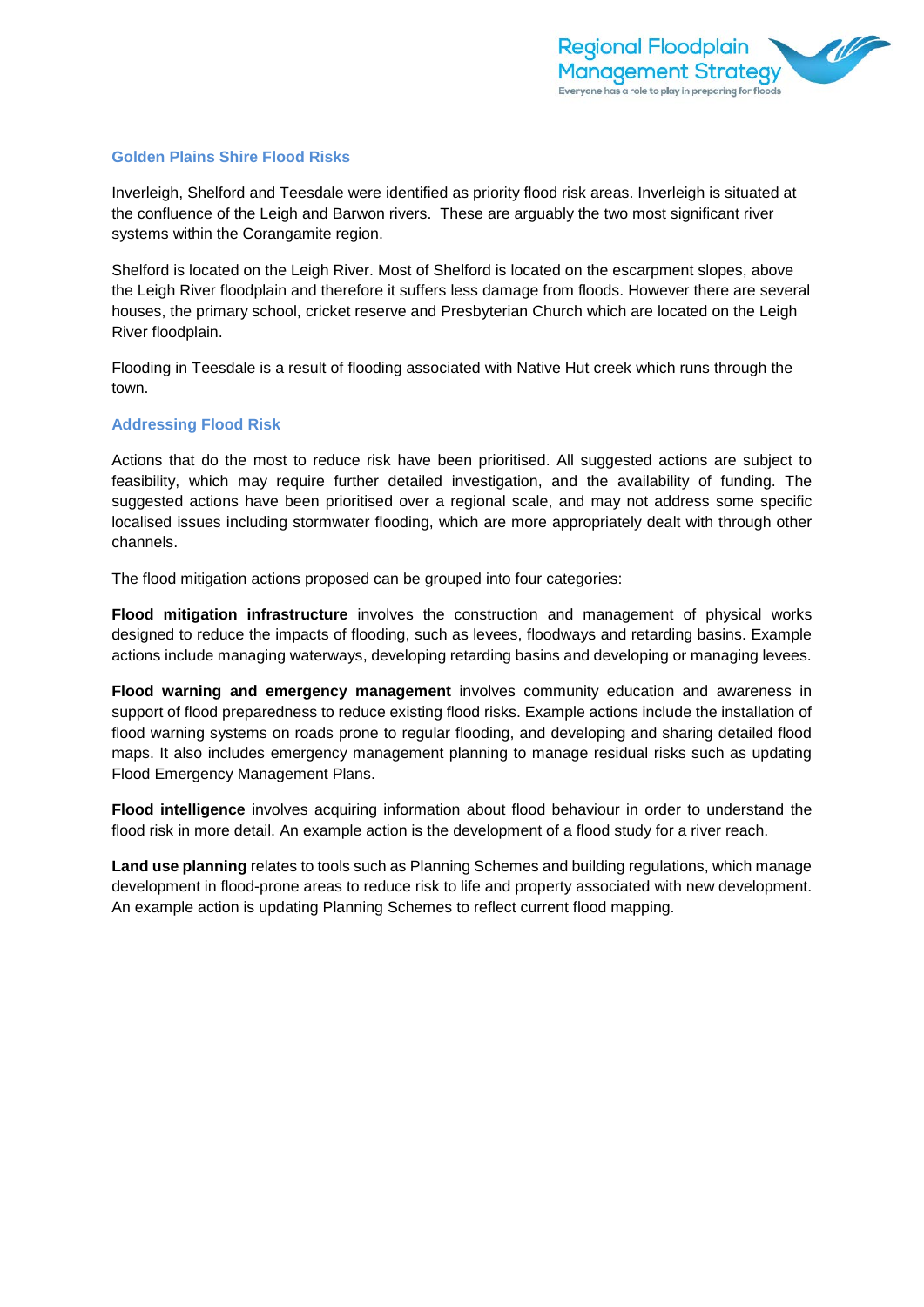## Golden Plains Shire Flood Risks

Inverleigh, Shelford and Teesdale were identified as priority flood risk areas. Inverleigh is situated at the confluence of the Leigh and Barwon rivers. These are arguably the two most significant river systems within the Corangamite region.

Shelford is located on the Leigh River. Most of Shelford is located on the escarpment slopes, above the Leigh River floodplain and therefore it suffers less damage from floods. However there are several houses, the primary school, cricket reserve and Presbyterian Church which are located on the Leigh River floodplain.

Flooding in Teesdale is a result of flooding associated with Native Hut creek which runs through the town.

## Addressing Flood Risk

Actions that do the most to reduce risk have been prioritised. All suggested actions are subject to feasibility, which may require further detailed investigation, and the availability of funding. The suggested actions have been prioritised over a regional scale, and may not address some specific localised issues including stormwater flooding, which are more appropriately dealt with through other channels.

The flood mitigation actions proposed can be grouped into four categories:

**Flood mitigation infrastructure** involves the construction and management of physical works designed to reduce the impacts of flooding, such as levees, floodways and retarding basins. Example actions include managing waterways, developing retarding basins and developing or managing levees.

**Flood warning and emergency management** involves community education and awareness in support of flood preparedness to reduce existing flood risks. Example actions include the installation of flood warning systems on roads prone to regular flooding, and developing and sharing detailed flood maps. It also includes emergency management planning to manage residual risks such as updating Flood Emergency Management Plans.

**Flood intelligence** involves acquiring information about flood behaviour in order to understand the flood risk in more detail. An example action is the development of a flood study for a river reach.

**Land use planning** relates to tools such as Planning Schemes and building regulations, which manage development in flood-prone areas to reduce risk to life and property associated with new development. An example action is updating Planning Schemes to reflect current flood mapping.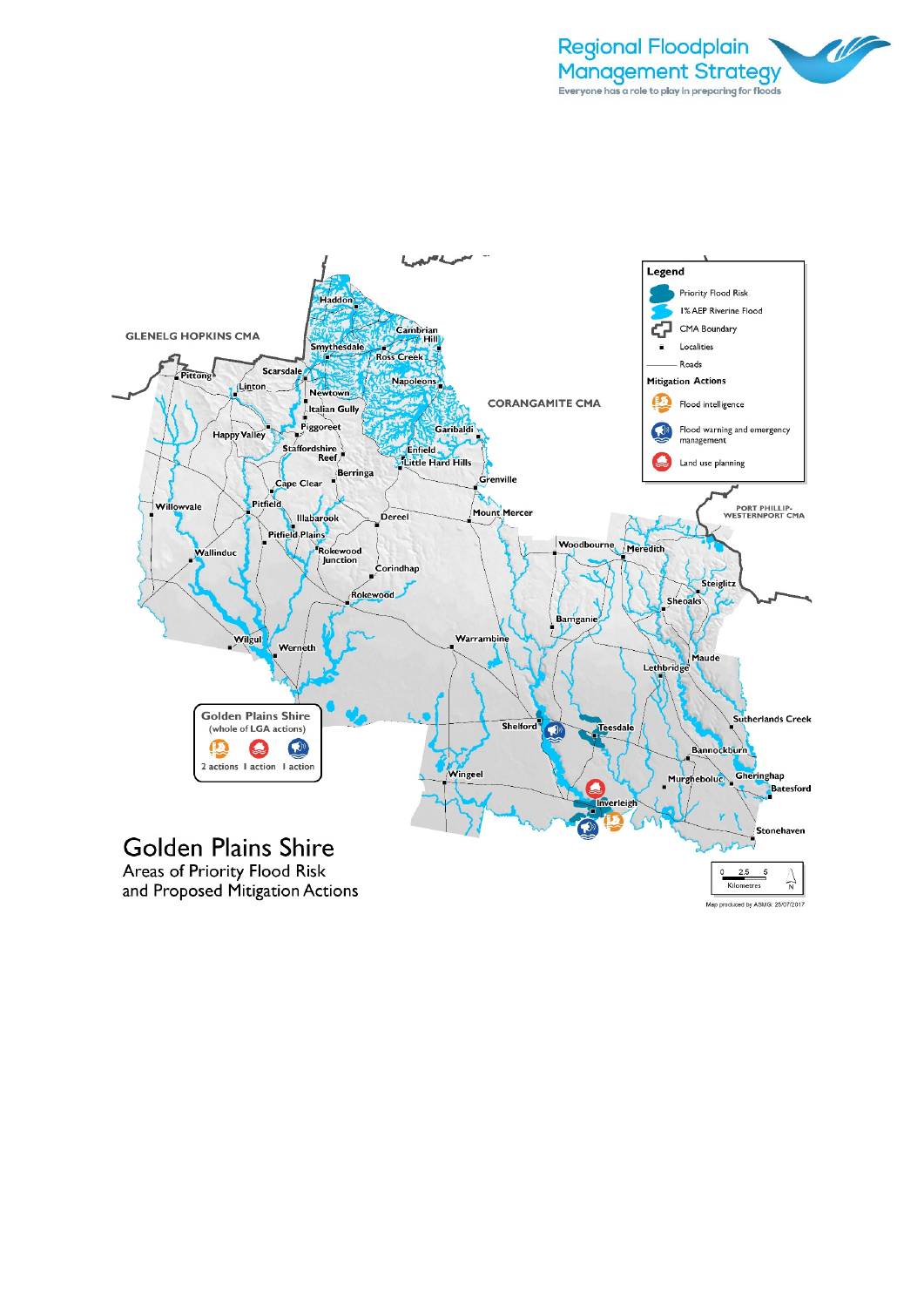Regional Floodplain Management Strategy

Everyone has a role to play in preparing for floods

Legend

- Priority Flood Risk
- 1% AEP Riverine Flood
- CMA Boundary
- Localities
- Roads

Mitigation Actions

- Flood intelligence
- Flood warning and emergency management
- Land use planning

Golden Plains Shire (whole of LGA actions)

2 actions | 1 action | 1 action

# Golden Plains Shire

Areas of Priority Flood Risk and Proposed Mitigation Actions

Map produced by ASMG 25/07/2017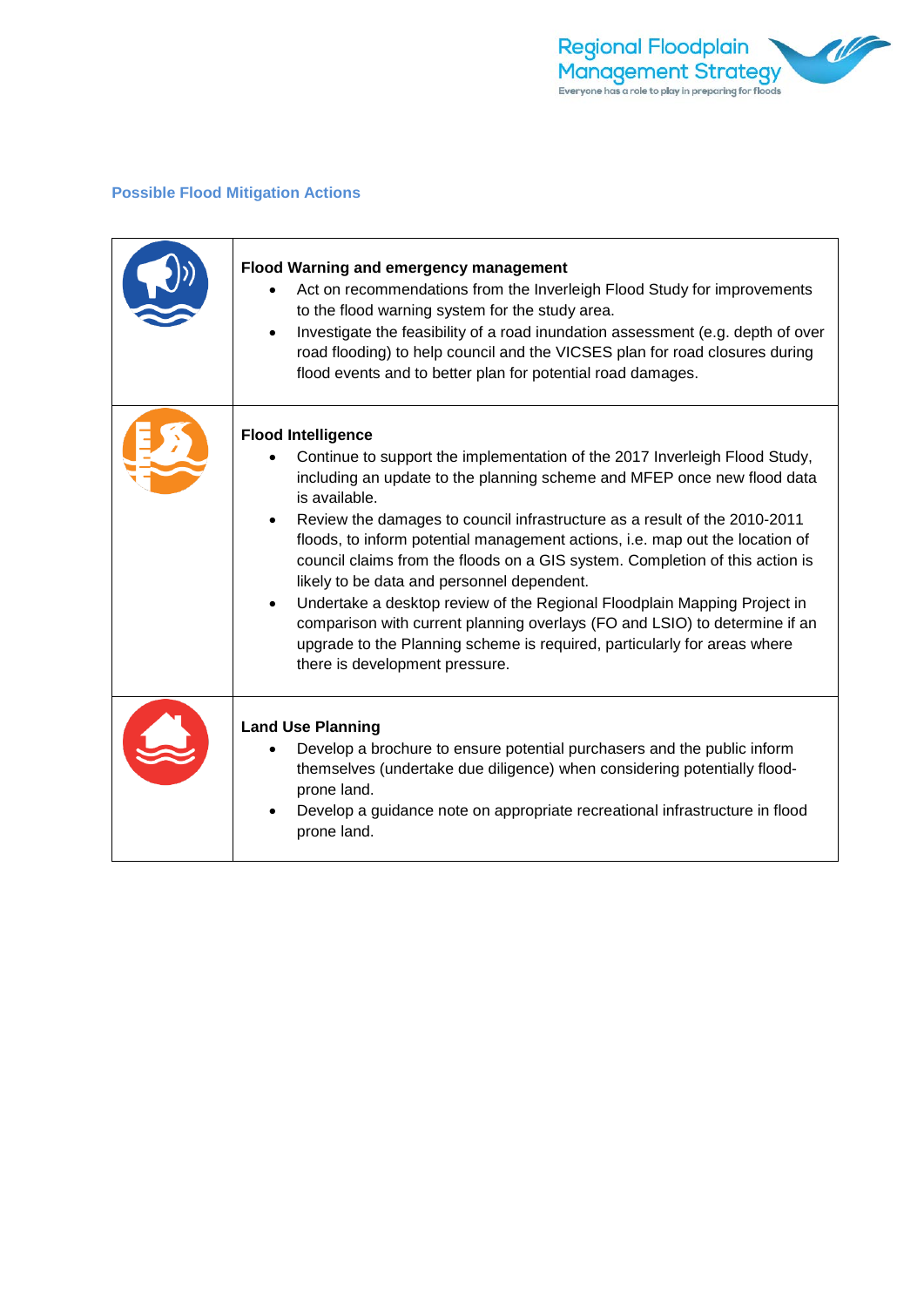### Possible Flood Mitigation Actions

| | |
|---|---|
| | **Flood Warning and emergency management**<br>• Act on recommendations from the Inverleigh Flood Study for improvements to the flood warning system for the study area.<br>• Investigate the feasibility of a road inundation assessment (e.g. depth of over road flooding) to help council and the VICSES plan for road closures during flood events and to better plan for potential road damages. |
| | **Flood Intelligence**<br>• Continue to support the implementation of the 2017 Inverleigh Flood Study, including an update to the planning scheme and MFEP once new flood data is available.<br>• Review the damages to council infrastructure as a result of the 2010-2011 floods, to inform potential management actions, i.e. map out the location of council claims from the floods on a GIS system. Completion of this action is likely to be data and personnel dependent.<br>• Undertake a desktop review of the Regional Floodplain Mapping Project in comparison with current planning overlays (FO and LSIO) to determine if an upgrade to the Planning scheme is required, particularly for areas where there is development pressure. |
| | **Land Use Planning**<br>• Develop a brochure to ensure potential purchasers and the public inform themselves (undertake due diligence) when considering potentially flood-prone land.<br>• Develop a guidance note on appropriate recreational infrastructure in flood prone land. |